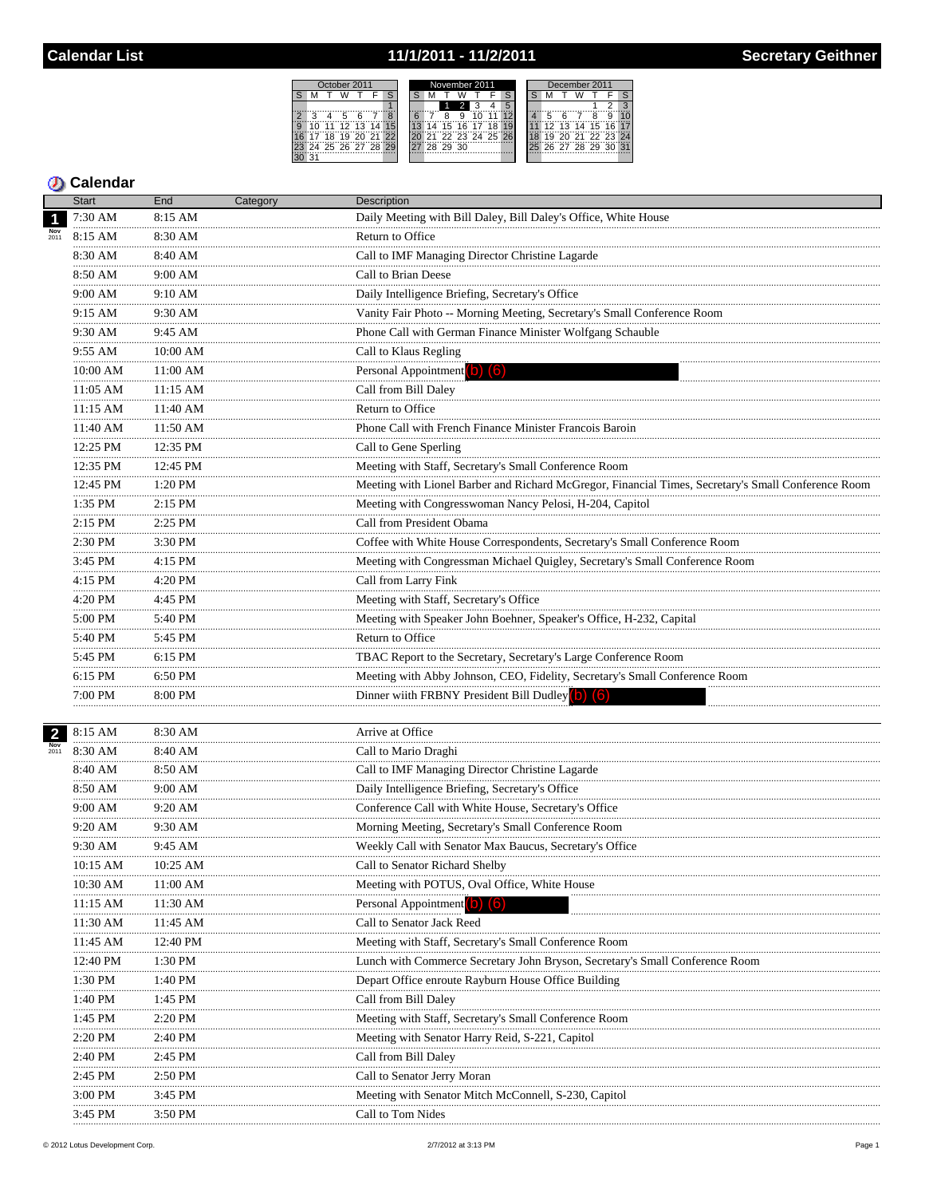# Calendar List — 11/1/2011 - 11/2/2011 — Secretary Geithner

## Calendar

| Date | Start | End | Category | Description |
|---|---|---|---|---|
| 1 Nov 2011 | 7:30 AM | 8:15 AM | | Daily Meeting with Bill Daley, Bill Daley's Office, White House |
| | 8:15 AM | 8:30 AM | | Return to Office |
| | 8:30 AM | 8:40 AM | | Call to IMF Managing Director Christine Lagarde |
| | 8:50 AM | 9:00 AM | | Call to Brian Deese |
| | 9:00 AM | 9:10 AM | | Daily Intelligence Briefing, Secretary's Office |
| | 9:15 AM | 9:30 AM | | Vanity Fair Photo -- Morning Meeting, Secretary's Small Conference Room |
| | 9:30 AM | 9:45 AM | | Phone Call with German Finance Minister Wolfgang Schauble |
| | 9:55 AM | 10:00 AM | | Call to Klaus Regling |
| | 10:00 AM | 11:00 AM | | Personal Appointment (b) (6) |
| | 11:05 AM | 11:15 AM | | Call from Bill Daley |
| | 11:15 AM | 11:40 AM | | Return to Office |
| | 11:40 AM | 11:50 AM | | Phone Call with French Finance Minister Francois Baroin |
| | 12:25 PM | 12:35 PM | | Call to Gene Sperling |
| | 12:35 PM | 12:45 PM | | Meeting with Staff, Secretary's Small Conference Room |
| | 12:45 PM | 1:20 PM | | Meeting with Lionel Barber and Richard McGregor, Financial Times, Secretary's Small Conference Room |
| | 1:35 PM | 2:15 PM | | Meeting with Congresswoman Nancy Pelosi, H-204, Capitol |
| | 2:15 PM | 2:25 PM | | Call from President Obama |
| | 2:30 PM | 3:30 PM | | Coffee with White House Correspondents, Secretary's Small Conference Room |
| | 3:45 PM | 4:15 PM | | Meeting with Congressman Michael Quigley, Secretary's Small Conference Room |
| | 4:15 PM | 4:20 PM | | Call from Larry Fink |
| | 4:20 PM | 4:45 PM | | Meeting with Staff, Secretary's Office |
| | 5:00 PM | 5:40 PM | | Meeting with Speaker John Boehner, Speaker's Office, H-232, Capital |
| | 5:40 PM | 5:45 PM | | Return to Office |
| | 5:45 PM | 6:15 PM | | TBAC Report to the Secretary, Secretary's Large Conference Room |
| | 6:15 PM | 6:50 PM | | Meeting with Abby Johnson, CEO, Fidelity, Secretary's Small Conference Room |
| | 7:00 PM | 8:00 PM | | Dinner wiith FRBNY President Bill Dudley (b) (6) |
| 2 Nov 2011 | 8:15 AM | 8:30 AM | | Arrive at Office |
| | 8:30 AM | 8:40 AM | | Call to Mario Draghi |
| | 8:40 AM | 8:50 AM | | Call to IMF Managing Director Christine Lagarde |
| | 8:50 AM | 9:00 AM | | Daily Intelligence Briefing, Secretary's Office |
| | 9:00 AM | 9:20 AM | | Conference Call with White House, Secretary's Office |
| | 9:20 AM | 9:30 AM | | Morning Meeting, Secretary's Small Conference Room |
| | 9:30 AM | 9:45 AM | | Weekly Call with Senator Max Baucus, Secretary's Office |
| | 10:15 AM | 10:25 AM | | Call to Senator Richard Shelby |
| | 10:30 AM | 11:00 AM | | Meeting with POTUS, Oval Office, White House |
| | 11:15 AM | 11:30 AM | | Personal Appointment (b) (6) |
| | 11:30 AM | 11:45 AM | | Call to Senator Jack Reed |
| | 11:45 AM | 12:40 PM | | Meeting with Staff, Secretary's Small Conference Room |
| | 12:40 PM | 1:30 PM | | Lunch with Commerce Secretary John Bryson, Secretary's Small Conference Room |
| | 1:30 PM | 1:40 PM | | Depart Office enroute Rayburn House Office Building |
| | 1:40 PM | 1:45 PM | | Call from Bill Daley |
| | 1:45 PM | 2:20 PM | | Meeting with Staff, Secretary's Small Conference Room |
| | 2:20 PM | 2:40 PM | | Meeting with Senator Harry Reid, S-221, Capitol |
| | 2:40 PM | 2:45 PM | | Call from Bill Daley |
| | 2:45 PM | 2:50 PM | | Call to Senator Jerry Moran |
| | 3:00 PM | 3:45 PM | | Meeting with Senator Mitch McConnell, S-230, Capitol |
| | 3:45 PM | 3:50 PM | | Call to Tom Nides |

© 2012 Lotus Development Corp. 2/7/2012 at 3:13 PM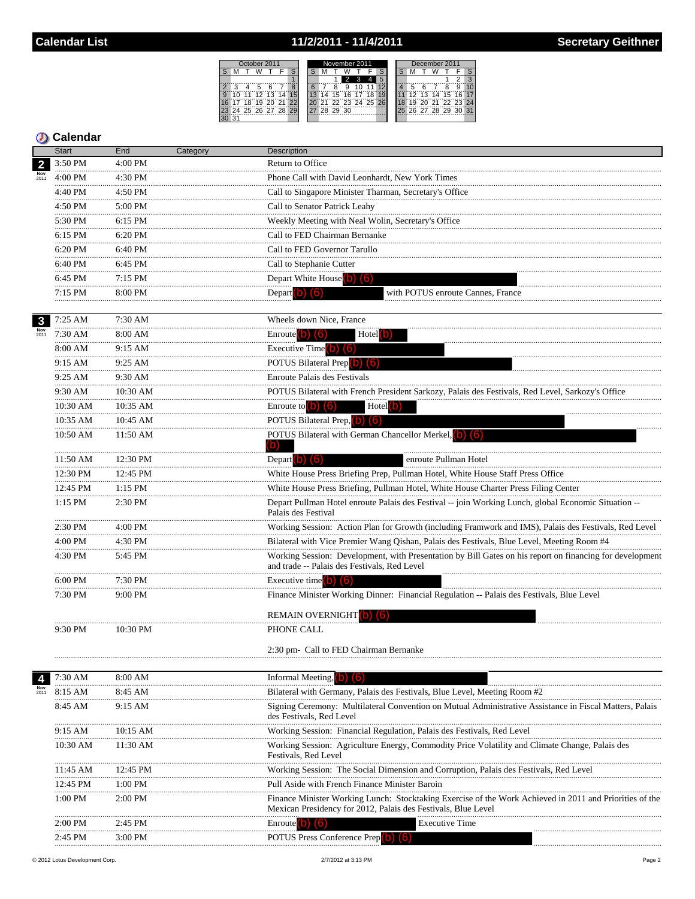# Calendar List — 11/2/2011 - 11/4/2011 — Secretary Geithner

## Calendar

| Date | Start | End | Category | Description |
|---|---|---|---|---|
| 2 Nov 2011 | 3:50 PM | 4:00 PM | | Return to Office |
| | 4:00 PM | 4:30 PM | | Phone Call with David Leonhardt, New York Times |
| | 4:40 PM | 4:50 PM | | Call to Singapore Minister Tharman, Secretary's Office |
| | 4:50 PM | 5:00 PM | | Call to Senator Patrick Leahy |
| | 5:30 PM | 6:15 PM | | Weekly Meeting with Neal Wolin, Secretary's Office |
| | 6:15 PM | 6:20 PM | | Call to FED Chairman Bernanke |
| | 6:20 PM | 6:40 PM | | Call to FED Governor Tarullo |
| | 6:40 PM | 6:45 PM | | Call to Stephanie Cutter |
| | 6:45 PM | 7:15 PM | | Depart White House (b) (6) |
| | 7:15 PM | 8:00 PM | | Depart (b) (6) with POTUS enroute Cannes, France |
| 3 Nov 2011 | 7:25 AM | 7:30 AM | | Wheels down Nice, France |
| | 7:30 AM | 8:00 AM | | Enroute (b) (6) Hotel (b) |
| | 8:00 AM | 9:15 AM | | Executive Time (b) (6) |
| | 9:15 AM | 9:25 AM | | POTUS Bilateral Prep (b) (6) |
| | 9:25 AM | 9:30 AM | | Enroute Palais des Festivals |
| | 9:30 AM | 10:30 AM | | POTUS Bilateral with French President Sarkozy, Palais des Festivals, Red Level, Sarkozy's Office |
| | 10:30 AM | 10:35 AM | | Enroute to (b) (6) Hotel (b) |
| | 10:35 AM | 10:45 AM | | POTUS Bilateral Prep, (b) (6) |
| | 10:50 AM | 11:50 AM | | POTUS Bilateral with German Chancellor Merkel, (b) (6) (b) |
| | 11:50 AM | 12:30 PM | | Depart (b) (6) enroute Pullman Hotel |
| | 12:30 PM | 12:45 PM | | White House Press Briefing Prep, Pullman Hotel, White House Staff Press Office |
| | 12:45 PM | 1:15 PM | | White House Press Briefing, Pullman Hotel, White House Charter Press Filing Center |
| | 1:15 PM | 2:30 PM | | Depart Pullman Hotel enroute Palais des Festival -- join Working Lunch, global Economic Situation -- Palais des Festival |
| | 2:30 PM | 4:00 PM | | Working Session: Action Plan for Growth (including Framwork and IMS), Palais des Festivals, Red Level |
| | 4:00 PM | 4:30 PM | | Bilateral with Vice Premier Wang Qishan, Palais des Festivals, Blue Level, Meeting Room #4 |
| | 4:30 PM | 5:45 PM | | Working Session: Development, with Presentation by Bill Gates on his report on financing for development and trade -- Palais des Festivals, Red Level |
| | 6:00 PM | 7:30 PM | | Executive time (b) (6) |
| | 7:30 PM | 9:00 PM | | Finance Minister Working Dinner: Financial Regulation -- Palais des Festivals, Blue Level<br>REMAIN OVERNIGHT (b) (6) |
| | 9:30 PM | 10:30 PM | | PHONE CALL<br>2:30 pm- Call to FED Chairman Bernanke |
| 4 Nov 2011 | 7:30 AM | 8:00 AM | | Informal Meeting, (b) (6) |
| | 8:15 AM | 8:45 AM | | Bilateral with Germany, Palais des Festivals, Blue Level, Meeting Room #2 |
| | 8:45 AM | 9:15 AM | | Signing Ceremony: Multilateral Convention on Mutual Administrative Assistance in Fiscal Matters, Palais des Festivals, Red Level |
| | 9:15 AM | 10:15 AM | | Working Session: Financial Regulation, Palais des Festivals, Red Level |
| | 10:30 AM | 11:30 AM | | Working Session: Agriculture Energy, Commodity Price Volatility and Climate Change, Palais des Festivals, Red Level |
| | 11:45 AM | 12:45 PM | | Working Session: The Social Dimension and Corruption, Palais des Festivals, Red Level |
| | 12:45 PM | 1:00 PM | | Pull Aside with French Finance Minister Baroin |
| | 1:00 PM | 2:00 PM | | Finance Minister Working Lunch: Stocktaking Exercise of the Work Achieved in 2011 and Priorities of the Mexican Presidency for 2012, Palais des Festivals, Blue Level |
| | 2:00 PM | 2:45 PM | | Enroute (b) (6) Executive Time |
| | 2:45 PM | 3:00 PM | | POTUS Press Conference Prep (b) (6) |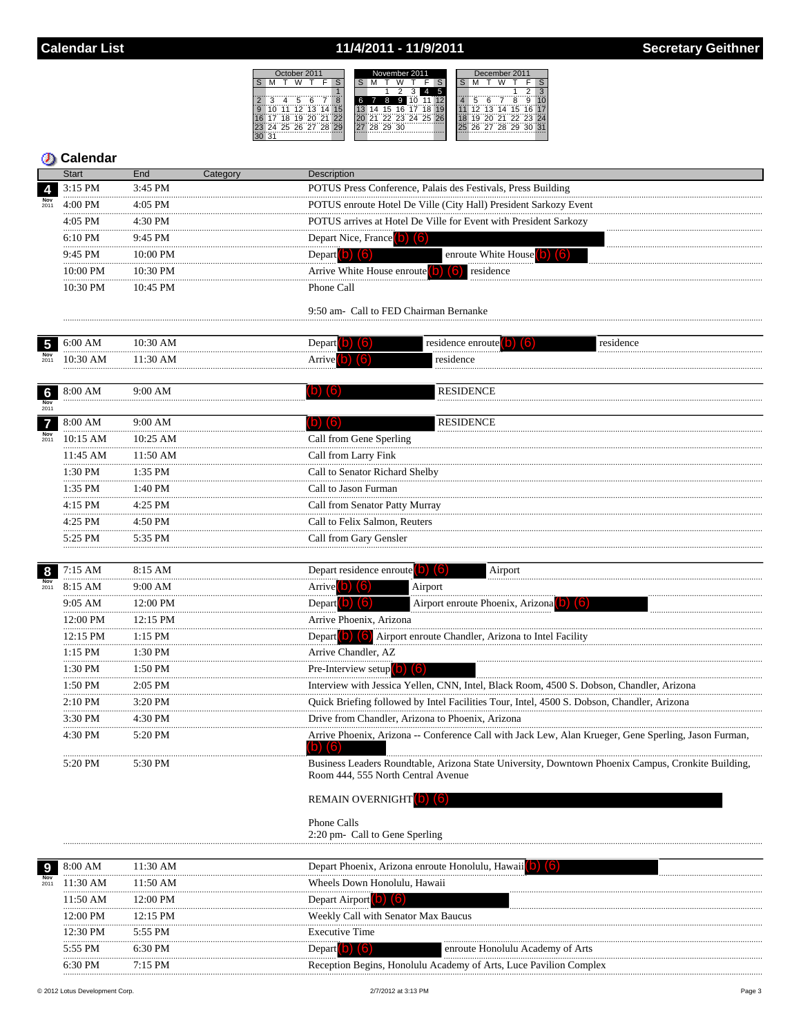# Calendar List — 11/4/2011 - 11/9/2011 — Secretary Geithner

## Calendar

| Date | Start | End | Category | Description |
|---|---|---|---|---|
| 4 Nov 2011 | 3:15 PM | 3:45 PM | | POTUS Press Conference, Palais des Festivals, Press Building |
| | 4:00 PM | 4:05 PM | | POTUS enroute Hotel De Ville (City Hall) President Sarkozy Event |
| | 4:05 PM | 4:30 PM | | POTUS arrives at Hotel De Ville for Event with President Sarkozy |
| | 6:10 PM | 9:45 PM | | Depart Nice, France (b) (6) |
| | 9:45 PM | 10:00 PM | | Depart (b) (6) enroute White House (b) (6) |
| | 10:00 PM | 10:30 PM | | Arrive White House enroute (b) (6) residence |
| | 10:30 PM | 10:45 PM | | Phone Call<br><br>9:50 am- Call to FED Chairman Bernanke |
| 5 Nov 2011 | 6:00 AM | 10:30 AM | | Depart (b) (6) residence enroute (b) (6) residence |
| | 10:30 AM | 11:30 AM | | Arrive (b) (6) residence |
| 6 Nov 2011 | 8:00 AM | 9:00 AM | | (b) (6) RESIDENCE |
| 7 Nov 2011 | 8:00 AM | 9:00 AM | | (b) (6) RESIDENCE |
| | 10:15 AM | 10:25 AM | | Call from Gene Sperling |
| | 11:45 AM | 11:50 AM | | Call from Larry Fink |
| | 1:30 PM | 1:35 PM | | Call to Senator Richard Shelby |
| | 1:35 PM | 1:40 PM | | Call to Jason Furman |
| | 4:15 PM | 4:25 PM | | Call from Senator Patty Murray |
| | 4:25 PM | 4:50 PM | | Call to Felix Salmon, Reuters |
| | 5:25 PM | 5:35 PM | | Call from Gary Gensler |
| 8 Nov 2011 | 7:15 AM | 8:15 AM | | Depart residence enroute (b) (6) Airport |
| | 8:15 AM | 9:00 AM | | Arrive (b) (6) Airport |
| | 9:05 AM | 12:00 PM | | Depart (b) (6) Airport enroute Phoenix, Arizona (b) (6) |
| | 12:00 PM | 12:15 PM | | Arrive Phoenix, Arizona |
| | 12:15 PM | 1:15 PM | | Depart (b) (6) Airport enroute Chandler, Arizona to Intel Facility |
| | 1:15 PM | 1:30 PM | | Arrive Chandler, AZ |
| | 1:30 PM | 1:50 PM | | Pre-Interview setup (b) (6) |
| | 1:50 PM | 2:05 PM | | Interview with Jessica Yellen, CNN, Intel, Black Room, 4500 S. Dobson, Chandler, Arizona |
| | 2:10 PM | 3:20 PM | | Quick Briefing followed by Intel Facilities Tour, Intel, 4500 S. Dobson, Chandler, Arizona |
| | 3:30 PM | 4:30 PM | | Drive from Chandler, Arizona to Phoenix, Arizona |
| | 4:30 PM | 5:20 PM | | Arrive Phoenix, Arizona -- Conference Call with Jack Lew, Alan Krueger, Gene Sperling, Jason Furman, (b) (6) |
| | 5:20 PM | 5:30 PM | | Business Leaders Roundtable, Arizona State University, Downtown Phoenix Campus, Cronkite Building, Room 444, 555 North Central Avenue<br><br>REMAIN OVERNIGHT (b) (6)<br><br>Phone Calls<br>2:20 pm- Call to Gene Sperling |
| 9 Nov 2011 | 8:00 AM | 11:30 AM | | Depart Phoenix, Arizona enroute Honolulu, Hawaii (b) (6) |
| | 11:30 AM | 11:50 AM | | Wheels Down Honolulu, Hawaii |
| | 11:50 AM | 12:00 PM | | Depart Airport (b) (6) |
| | 12:00 PM | 12:15 PM | | Weekly Call with Senator Max Baucus |
| | 12:30 PM | 5:55 PM | | Executive Time |
| | 5:55 PM | 6:30 PM | | Depart (b) (6) enroute Honolulu Academy of Arts |
| | 6:30 PM | 7:15 PM | | Reception Begins, Honolulu Academy of Arts, Luce Pavilion Complex |

© 2012 Lotus Development Corp. 2/7/2012 at 3:13 PM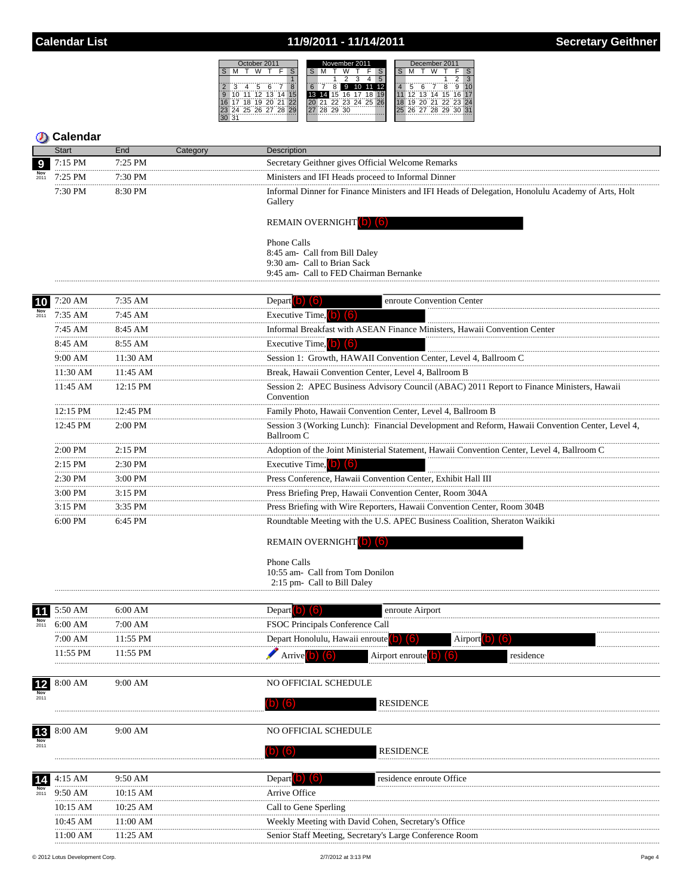## Calendar List — 11/9/2011 - 11/14/2011 — Secretary Geithner

## Calendar

| Date | Start | End | Category | Description |
|---|---|---|---|---|
| 9 Nov 2011 | 7:15 PM | 7:25 PM | | Secretary Geithner gives Official Welcome Remarks |
| | 7:25 PM | 7:30 PM | | Ministers and IFI Heads proceed to Informal Dinner |
| | 7:30 PM | 8:30 PM | | Informal Dinner for Finance Ministers and IFI Heads of Delegation, Honolulu Academy of Arts, Holt Gallery<br><br>REMAIN OVERNIGHT (b) (6)<br><br>Phone Calls<br>8:45 am- Call from Bill Daley<br>9:30 am- Call to Brian Sack<br>9:45 am- Call to FED Chairman Bernanke |
| 10 Nov 2011 | 7:20 AM | 7:35 AM | | Depart (b) (6) enroute Convention Center |
| | 7:35 AM | 7:45 AM | | Executive Time, (b) (6) |
| | 7:45 AM | 8:45 AM | | Informal Breakfast with ASEAN Finance Ministers, Hawaii Convention Center |
| | 8:45 AM | 8:55 AM | | Executive Time, (b) (6) |
| | 9:00 AM | 11:30 AM | | Session 1: Growth, HAWAII Convention Center, Level 4, Ballroom C |
| | 11:30 AM | 11:45 AM | | Break, Hawaii Convention Center, Level 4, Ballroom B |
| | 11:45 AM | 12:15 PM | | Session 2: APEC Business Advisory Council (ABAC) 2011 Report to Finance Ministers, Hawaii Convention |
| | 12:15 PM | 12:45 PM | | Family Photo, Hawaii Convention Center, Level 4, Ballroom B |
| | 12:45 PM | 2:00 PM | | Session 3 (Working Lunch): Financial Development and Reform, Hawaii Convention Center, Level 4, Ballroom C |
| | 2:00 PM | 2:15 PM | | Adoption of the Joint Ministerial Statement, Hawaii Convention Center, Level 4, Ballroom C |
| | 2:15 PM | 2:30 PM | | Executive Time, (b) (6) |
| | 2:30 PM | 3:00 PM | | Press Conference, Hawaii Convention Center, Exhibit Hall III |
| | 3:00 PM | 3:15 PM | | Press Briefing Prep, Hawaii Convention Center, Room 304A |
| | 3:15 PM | 3:35 PM | | Press Briefing with Wire Reporters, Hawaii Convention Center, Room 304B |
| | 6:00 PM | 6:45 PM | | Roundtable Meeting with the U.S. APEC Business Coalition, Sheraton Waikiki<br><br>REMAIN OVERNIGHT (b) (6)<br><br>Phone Calls<br>10:55 am- Call from Tom Donilon<br>2:15 pm- Call to Bill Daley |
| 11 Nov 2011 | 5:50 AM | 6:00 AM | | Depart (b) (6) enroute Airport |
| | 6:00 AM | 7:00 AM | | FSOC Principals Conference Call |
| | 7:00 AM | 11:55 PM | | Depart Honolulu, Hawaii enroute (b) (6) Airport (b) (6) |
| | 11:55 PM | 11:55 PM | | Arrive (b) (6) Airport enroute (b) (6) residence |
| 12 Nov 2011 | 8:00 AM | 9:00 AM | | NO OFFICIAL SCHEDULE<br><br>(b) (6) RESIDENCE |
| 13 Nov 2011 | 8:00 AM | 9:00 AM | | NO OFFICIAL SCHEDULE<br><br>(b) (6) RESIDENCE |
| 14 Nov 2011 | 4:15 AM | 9:50 AM | | Depart (b) (6) residence enroute Office |
| | 9:50 AM | 10:15 AM | | Arrive Office |
| | 10:15 AM | 10:25 AM | | Call to Gene Sperling |
| | 10:45 AM | 11:00 AM | | Weekly Meeting with David Cohen, Secretary's Office |
| | 11:00 AM | 11:25 AM | | Senior Staff Meeting, Secretary's Large Conference Room |

© 2012 Lotus Development Corp. 2/7/2012 at 3:13 PM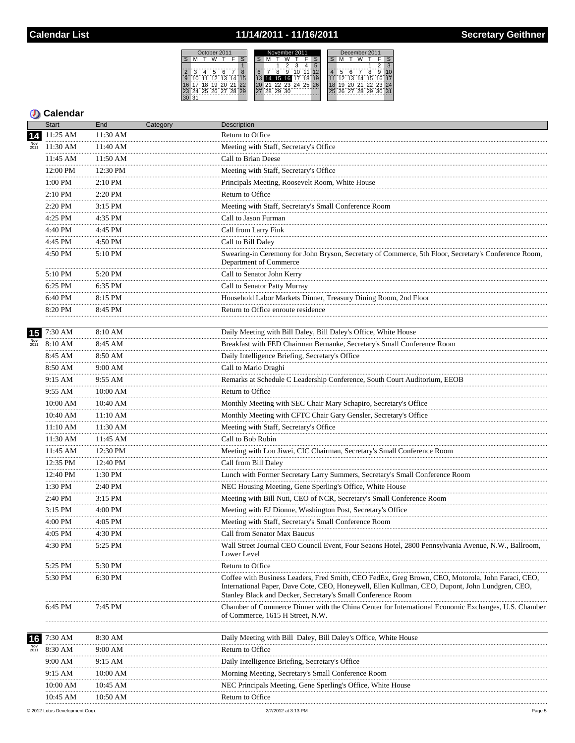## Calendar List — 11/14/2011 - 11/16/2011 — Secretary Geithner

### Calendar

| | Start | End | Category | Description |
|---|---|---|---|---|
| **14 Nov 2011** | 11:25 AM | 11:30 AM | | Return to Office |
| | 11:30 AM | 11:40 AM | | Meeting with Staff, Secretary's Office |
| | 11:45 AM | 11:50 AM | | Call to Brian Deese |
| | 12:00 PM | 12:30 PM | | Meeting with Staff, Secretary's Office |
| | 1:00 PM | 2:10 PM | | Principals Meeting, Roosevelt Room, White House |
| | 2:10 PM | 2:20 PM | | Return to Office |
| | 2:20 PM | 3:15 PM | | Meeting with Staff, Secretary's Small Conference Room |
| | 4:25 PM | 4:35 PM | | Call to Jason Furman |
| | 4:40 PM | 4:45 PM | | Call from Larry Fink |
| | 4:45 PM | 4:50 PM | | Call to Bill Daley |
| | 4:50 PM | 5:10 PM | | Swearing-in Ceremony for John Bryson, Secretary of Commerce, 5th Floor, Secretary's Conference Room, Department of Commerce |
| | 5:10 PM | 5:20 PM | | Call to Senator John Kerry |
| | 6:25 PM | 6:35 PM | | Call to Senator Patty Murray |
| | 6:40 PM | 8:15 PM | | Household Labor Markets Dinner, Treasury Dining Room, 2nd Floor |
| | 8:20 PM | 8:45 PM | | Return to Office enroute residence |
| **15 Nov 2011** | 7:30 AM | 8:10 AM | | Daily Meeting with Bill Daley, Bill Daley's Office, White House |
| | 8:10 AM | 8:45 AM | | Breakfast with FED Chairman Bernanke, Secretary's Small Conference Room |
| | 8:45 AM | 8:50 AM | | Daily Intelligence Briefing, Secretary's Office |
| | 8:50 AM | 9:00 AM | | Call to Mario Draghi |
| | 9:15 AM | 9:55 AM | | Remarks at Schedule C Leadership Conference, South Court Auditorium, EEOB |
| | 9:55 AM | 10:00 AM | | Return to Office |
| | 10:00 AM | 10:40 AM | | Monthly Meeting with SEC Chair Mary Schapiro, Secretary's Office |
| | 10:40 AM | 11:10 AM | | Monthly Meeting with CFTC Chair Gary Gensler, Secretary's Office |
| | 11:10 AM | 11:30 AM | | Meeting with Staff, Secretary's Office |
| | 11:30 AM | 11:45 AM | | Call to Bob Rubin |
| | 11:45 AM | 12:30 PM | | Meeting with Lou Jiwei, CIC Chairman, Secretary's Small Conference Room |
| | 12:35 PM | 12:40 PM | | Call from Bill Daley |
| | 12:40 PM | 1:30 PM | | Lunch with Former Secretary Larry Summers, Secretary's Small Conference Room |
| | 1:30 PM | 2:40 PM | | NEC Housing Meeting, Gene Sperling's Office, White House |
| | 2:40 PM | 3:15 PM | | Meeting with Bill Nuti, CEO of NCR, Secretary's Small Conference Room |
| | 3:15 PM | 4:00 PM | | Meeting with EJ Dionne, Washington Post, Secretary's Office |
| | 4:00 PM | 4:05 PM | | Meeting with Staff, Secretary's Small Conference Room |
| | 4:05 PM | 4:30 PM | | Call from Senator Max Baucus |
| | 4:30 PM | 5:25 PM | | Wall Street Journal CEO Council Event, Four Seasons Hotel, 2800 Pennsylvania Avenue, N.W., Ballroom, Lower Level |
| | 5:25 PM | 5:30 PM | | Return to Office |
| | 5:30 PM | 6:30 PM | | Coffee with Business Leaders, Fred Smith, CEO FedEx, Greg Brown, CEO, Motorola, John Faraci, CEO, International Paper, Dave Cote, CEO, Honeywell, Ellen Kullman, CEO, Dupont, John Lundgren, CEO, Stanley Black and Decker, Secretary's Small Conference Room |
| | 6:45 PM | 7:45 PM | | Chamber of Commerce Dinner with the China Center for International Economic Exchanges, U.S. Chamber of Commerce, 1615 H Street, N.W. |
| **16 Nov 2011** | 7:30 AM | 8:30 AM | | Daily Meeting with Bill Daley, Bill Daley's Office, White House |
| | 8:30 AM | 9:00 AM | | Return to Office |
| | 9:00 AM | 9:15 AM | | Daily Intelligence Briefing, Secretary's Office |
| | 9:15 AM | 10:00 AM | | Morning Meeting, Secretary's Small Conference Room |
| | 10:00 AM | 10:45 AM | | NEC Principals Meeting, Gene Sperling's Office, White House |
| | 10:45 AM | 10:50 AM | | Return to Office |

© 2012 Lotus Development Corp. 2/7/2012 at 3:13 PM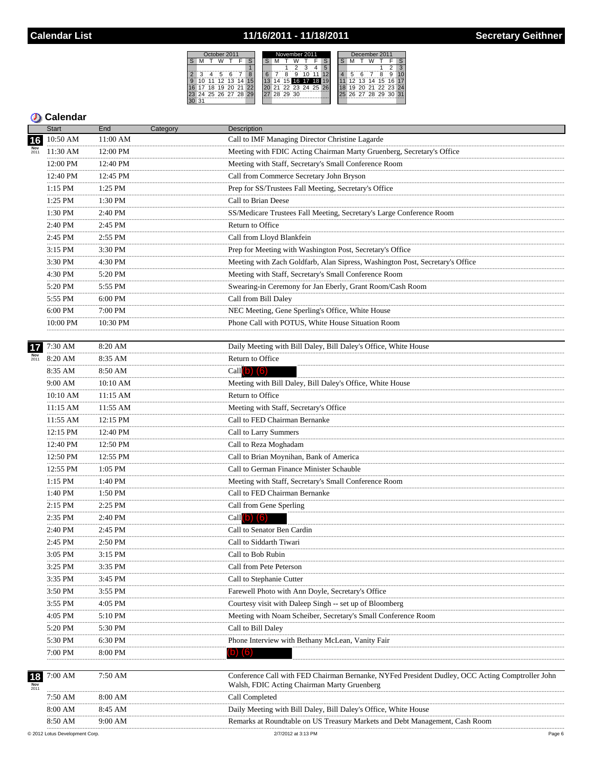# Calendar List — 11/16/2011 - 11/18/2011 — Secretary Geithner

## Calendar

| Date | Start | End | Category | Description |
|---|---|---|---|---|
| 16 Nov 2011 | 10:50 AM | 11:00 AM | | Call to IMF Managing Director Christine Lagarde |
| | 11:30 AM | 12:00 PM | | Meeting with FDIC Acting Chairman Marty Gruenberg, Secretary's Office |
| | 12:00 PM | 12:40 PM | | Meeting with Staff, Secretary's Small Conference Room |
| | 12:40 PM | 12:45 PM | | Call from Commerce Secretary John Bryson |
| | 1:15 PM | 1:25 PM | | Prep for SS/Trustees Fall Meeting, Secretary's Office |
| | 1:25 PM | 1:30 PM | | Call to Brian Deese |
| | 1:30 PM | 2:40 PM | | SS/Medicare Trustees Fall Meeting, Secretary's Large Conference Room |
| | 2:40 PM | 2:45 PM | | Return to Office |
| | 2:45 PM | 2:55 PM | | Call from Lloyd Blankfein |
| | 3:15 PM | 3:30 PM | | Prep for Meeting with Washington Post, Secretary's Office |
| | 3:30 PM | 4:30 PM | | Meeting with Zach Goldfarb, Alan Sipress, Washington Post, Secretary's Office |
| | 4:30 PM | 5:20 PM | | Meeting with Staff, Secretary's Small Conference Room |
| | 5:20 PM | 5:55 PM | | Swearing-in Ceremony for Jan Eberly, Grant Room/Cash Room |
| | 5:55 PM | 6:00 PM | | Call from Bill Daley |
| | 6:00 PM | 7:00 PM | | NEC Meeting, Gene Sperling's Office, White House |
| | 10:00 PM | 10:30 PM | | Phone Call with POTUS, White House Situation Room |
| 17 Nov 2011 | 7:30 AM | 8:20 AM | | Daily Meeting with Bill Daley, Bill Daley's Office, White House |
| | 8:20 AM | 8:35 AM | | Return to Office |
| | 8:35 AM | 8:50 AM | | Call (b) (6) |
| | 9:00 AM | 10:10 AM | | Meeting with Bill Daley, Bill Daley's Office, White House |
| | 10:10 AM | 11:15 AM | | Return to Office |
| | 11:15 AM | 11:55 AM | | Meeting with Staff, Secretary's Office |
| | 11:55 AM | 12:15 PM | | Call to FED Chairman Bernanke |
| | 12:15 PM | 12:40 PM | | Call to Larry Summers |
| | 12:40 PM | 12:50 PM | | Call to Reza Moghadam |
| | 12:50 PM | 12:55 PM | | Call to Brian Moynihan, Bank of America |
| | 12:55 PM | 1:05 PM | | Call to German Finance Minister Schauble |
| | 1:15 PM | 1:40 PM | | Meeting with Staff, Secretary's Small Conference Room |
| | 1:40 PM | 1:50 PM | | Call to FED Chairman Bernanke |
| | 2:15 PM | 2:25 PM | | Call from Gene Sperling |
| | 2:35 PM | 2:40 PM | | Call (b) (6) |
| | 2:40 PM | 2:45 PM | | Call to Senator Ben Cardin |
| | 2:45 PM | 2:50 PM | | Call to Siddarth Tiwari |
| | 3:05 PM | 3:15 PM | | Call to Bob Rubin |
| | 3:25 PM | 3:35 PM | | Call from Pete Peterson |
| | 3:35 PM | 3:45 PM | | Call to Stephanie Cutter |
| | 3:50 PM | 3:55 PM | | Farewell Photo with Ann Doyle, Secretary's Office |
| | 3:55 PM | 4:05 PM | | Courtesy visit with Daleep Singh -- set up of Bloomberg |
| | 4:05 PM | 5:10 PM | | Meeting with Noam Scheiber, Secretary's Small Conference Room |
| | 5:20 PM | 5:30 PM | | Call to Bill Daley |
| | 5:30 PM | 6:30 PM | | Phone Interview with Bethany McLean, Vanity Fair |
| | 7:00 PM | 8:00 PM | | (b) (6) |
| 18 Nov 2011 | 7:00 AM | 7:50 AM | | Conference Call with FED Chairman Bernanke, NYFed President Dudley, OCC Acting Comptroller John Walsh, FDIC Acting Chairman Marty Gruenberg |
| | 7:50 AM | 8:00 AM | | Call Completed |
| | 8:00 AM | 8:45 AM | | Daily Meeting with Bill Daley, Bill Daley's Office, White House |
| | 8:50 AM | 9:00 AM | | Remarks at Roundtable on US Treasury Markets and Debt Management, Cash Room |

© 2012 Lotus Development Corp. 2/7/2012 at 3:13 PM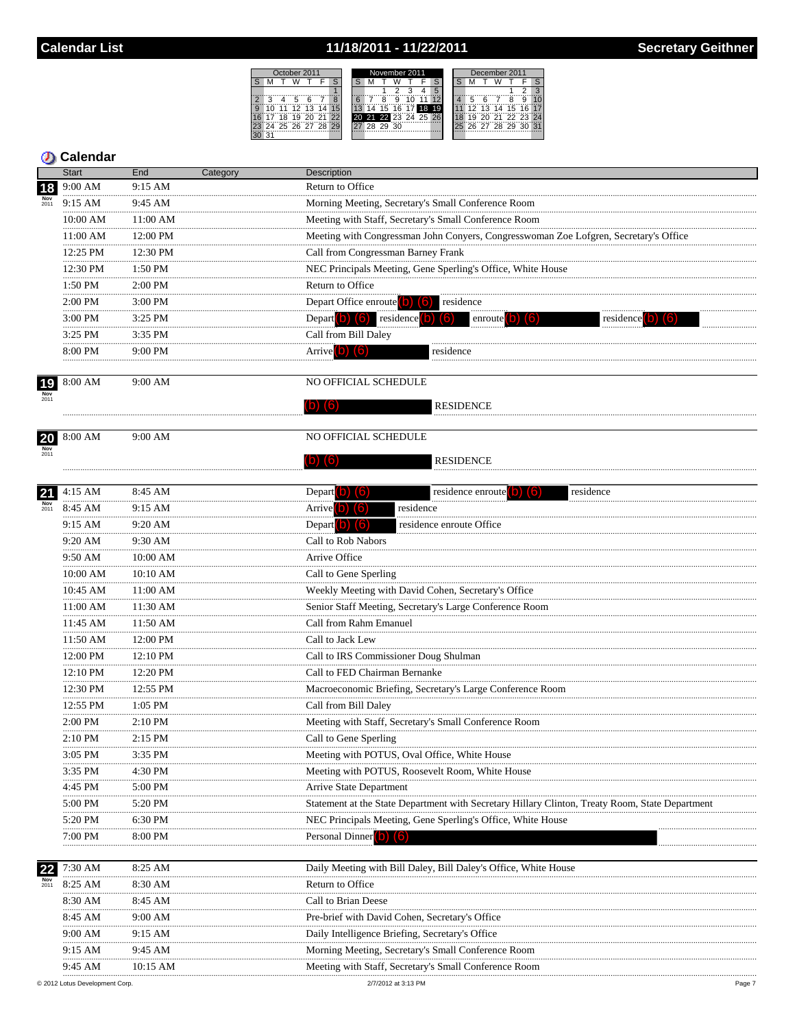## Calendar List — 11/18/2011 - 11/22/2011 — Secretary Geithner

## Calendar

| Date | Start | End | Category | Description |
|---|---|---|---|---|
| 18 Nov 2011 | 9:00 AM | 9:15 AM | | Return to Office |
| | 9:15 AM | 9:45 AM | | Morning Meeting, Secretary's Small Conference Room |
| | 10:00 AM | 11:00 AM | | Meeting with Staff, Secretary's Small Conference Room |
| | 11:00 AM | 12:00 PM | | Meeting with Congressman John Conyers, Congresswoman Zoe Lofgren, Secretary's Office |
| | 12:25 PM | 12:30 PM | | Call from Congressman Barney Frank |
| | 12:30 PM | 1:50 PM | | NEC Principals Meeting, Gene Sperling's Office, White House |
| | 1:50 PM | 2:00 PM | | Return to Office |
| | 2:00 PM | 3:00 PM | | Depart Office enroute (b) (6) residence |
| | 3:00 PM | 3:25 PM | | Depart (b) (6) residence (b) (6) enroute (b) (6) residence (b) (6) |
| | 3:25 PM | 3:35 PM | | Call from Bill Daley |
| | 8:00 PM | 9:00 PM | | Arrive (b) (6) residence |
| 19 Nov 2011 | 8:00 AM | 9:00 AM | | NO OFFICIAL SCHEDULE<br>(b) (6) RESIDENCE |
| 20 Nov 2011 | 8:00 AM | 9:00 AM | | NO OFFICIAL SCHEDULE<br>(b) (6) RESIDENCE |
| 21 Nov 2011 | 4:15 AM | 8:45 AM | | Depart (b) (6) residence enroute (b) (6) residence |
| | 8:45 AM | 9:15 AM | | Arrive (b) (6) residence |
| | 9:15 AM | 9:20 AM | | Depart (b) (6) residence enroute Office |
| | 9:20 AM | 9:30 AM | | Call to Rob Nabors |
| | 9:50 AM | 10:00 AM | | Arrive Office |
| | 10:00 AM | 10:10 AM | | Call to Gene Sperling |
| | 10:45 AM | 11:00 AM | | Weekly Meeting with David Cohen, Secretary's Office |
| | 11:00 AM | 11:30 AM | | Senior Staff Meeting, Secretary's Large Conference Room |
| | 11:45 AM | 11:50 AM | | Call from Rahm Emanuel |
| | 11:50 AM | 12:00 PM | | Call to Jack Lew |
| | 12:00 PM | 12:10 PM | | Call to IRS Commissioner Doug Shulman |
| | 12:10 PM | 12:20 PM | | Call to FED Chairman Bernanke |
| | 12:30 PM | 12:55 PM | | Macroeconomic Briefing, Secretary's Large Conference Room |
| | 12:55 PM | 1:05 PM | | Call from Bill Daley |
| | 2:00 PM | 2:10 PM | | Meeting with Staff, Secretary's Small Conference Room |
| | 2:10 PM | 2:15 PM | | Call to Gene Sperling |
| | 3:05 PM | 3:35 PM | | Meeting with POTUS, Oval Office, White House |
| | 3:35 PM | 4:30 PM | | Meeting with POTUS, Roosevelt Room, White House |
| | 4:45 PM | 5:00 PM | | Arrive State Department |
| | 5:00 PM | 5:20 PM | | Statement at the State Department with Secretary Hillary Clinton, Treaty Room, State Department |
| | 5:20 PM | 6:30 PM | | NEC Principals Meeting, Gene Sperling's Office, White House |
| | 7:00 PM | 8:00 PM | | Personal Dinner (b) (6) |
| 22 Nov 2011 | 7:30 AM | 8:25 AM | | Daily Meeting with Bill Daley, Bill Daley's Office, White House |
| | 8:25 AM | 8:30 AM | | Return to Office |
| | 8:30 AM | 8:45 AM | | Call to Brian Deese |
| | 8:45 AM | 9:00 AM | | Pre-brief with David Cohen, Secretary's Office |
| | 9:00 AM | 9:15 AM | | Daily Intelligence Briefing, Secretary's Office |
| | 9:15 AM | 9:45 AM | | Morning Meeting, Secretary's Small Conference Room |
| | 9:45 AM | 10:15 AM | | Meeting with Staff, Secretary's Small Conference Room |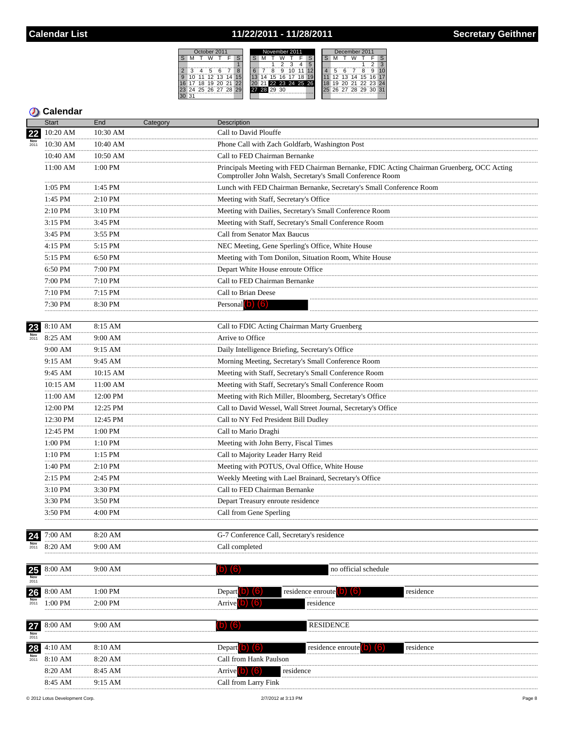# Calendar List — 11/22/2011 - 11/28/2011 — Secretary Geithner

## Calendar

| Date | Start | End | Category | Description |
|---|---|---|---|---|
| 22 Nov 2011 | 10:20 AM | 10:30 AM | | Call to David Plouffe |
| | 10:30 AM | 10:40 AM | | Phone Call with Zach Goldfarb, Washington Post |
| | 10:40 AM | 10:50 AM | | Call to FED Chairman Bernanke |
| | 11:00 AM | 1:00 PM | | Principals Meeting with FED Chairman Bernanke, FDIC Acting Chairman Gruenberg, OCC Acting Comptroller John Walsh, Secretary's Small Conference Room |
| | 1:05 PM | 1:45 PM | | Lunch with FED Chairman Bernanke, Secretary's Small Conference Room |
| | 1:45 PM | 2:10 PM | | Meeting with Staff, Secretary's Office |
| | 2:10 PM | 3:10 PM | | Meeting with Dailies, Secretary's Small Conference Room |
| | 3:15 PM | 3:45 PM | | Meeting with Staff, Secretary's Small Conference Room |
| | 3:45 PM | 3:55 PM | | Call from Senator Max Baucus |
| | 4:15 PM | 5:15 PM | | NEC Meeting, Gene Sperling's Office, White House |
| | 5:15 PM | 6:50 PM | | Meeting with Tom Donilon, Situation Room, White House |
| | 6:50 PM | 7:00 PM | | Depart White House enroute Office |
| | 7:00 PM | 7:10 PM | | Call to FED Chairman Bernanke |
| | 7:10 PM | 7:15 PM | | Call to Brian Deese |
| | 7:30 PM | 8:30 PM | | Personal (b) (6) |
| 23 Nov 2011 | 8:10 AM | 8:15 AM | | Call to FDIC Acting Chairman Marty Gruenberg |
| | 8:25 AM | 9:00 AM | | Arrive to Office |
| | 9:00 AM | 9:15 AM | | Daily Intelligence Briefing, Secretary's Office |
| | 9:15 AM | 9:45 AM | | Morning Meeting, Secretary's Small Conference Room |
| | 9:45 AM | 10:15 AM | | Meeting with Staff, Secretary's Small Conference Room |
| | 10:15 AM | 11:00 AM | | Meeting with Staff, Secretary's Small Conference Room |
| | 11:00 AM | 12:00 PM | | Meeting with Rich Miller, Bloomberg, Secretary's Office |
| | 12:00 PM | 12:25 PM | | Call to David Wessel, Wall Street Journal, Secretary's Office |
| | 12:30 PM | 12:45 PM | | Call to NY Fed President Bill Dudley |
| | 12:45 PM | 1:00 PM | | Call to Mario Draghi |
| | 1:00 PM | 1:10 PM | | Meeting with John Berry, Fiscal Times |
| | 1:10 PM | 1:15 PM | | Call to Majority Leader Harry Reid |
| | 1:40 PM | 2:10 PM | | Meeting with POTUS, Oval Office, White House |
| | 2:15 PM | 2:45 PM | | Weekly Meeting with Lael Brainard, Secretary's Office |
| | 3:10 PM | 3:30 PM | | Call to FED Chairman Bernanke |
| | 3:30 PM | 3:50 PM | | Depart Treasury enroute residence |
| | 3:50 PM | 4:00 PM | | Call from Gene Sperling |
| 24 Nov 2011 | 7:00 AM | 8:20 AM | | G-7 Conference Call, Secretary's residence |
| | 8:20 AM | 9:00 AM | | Call completed |
| 25 Nov 2011 | 8:00 AM | 9:00 AM | | (b) (6) no official schedule |
| 26 Nov 2011 | 8:00 AM | 1:00 PM | | Depart (b) (6) residence enroute (b) (6) residence |
| | 1:00 PM | 2:00 PM | | Arrive (b) (6) residence |
| 27 Nov 2011 | 8:00 AM | 9:00 AM | | (b) (6) RESIDENCE |
| 28 Nov 2011 | 4:10 AM | 8:10 AM | | Depart (b) (6) residence enroute (b) (6) residence |
| | 8:10 AM | 8:20 AM | | Call from Hank Paulson |
| | 8:20 AM | 8:45 AM | | Arrive (b) (6) residence |
| | 8:45 AM | 9:15 AM | | Call from Larry Fink |

© 2012 Lotus Development Corp. 2/7/2012 at 3:13 PM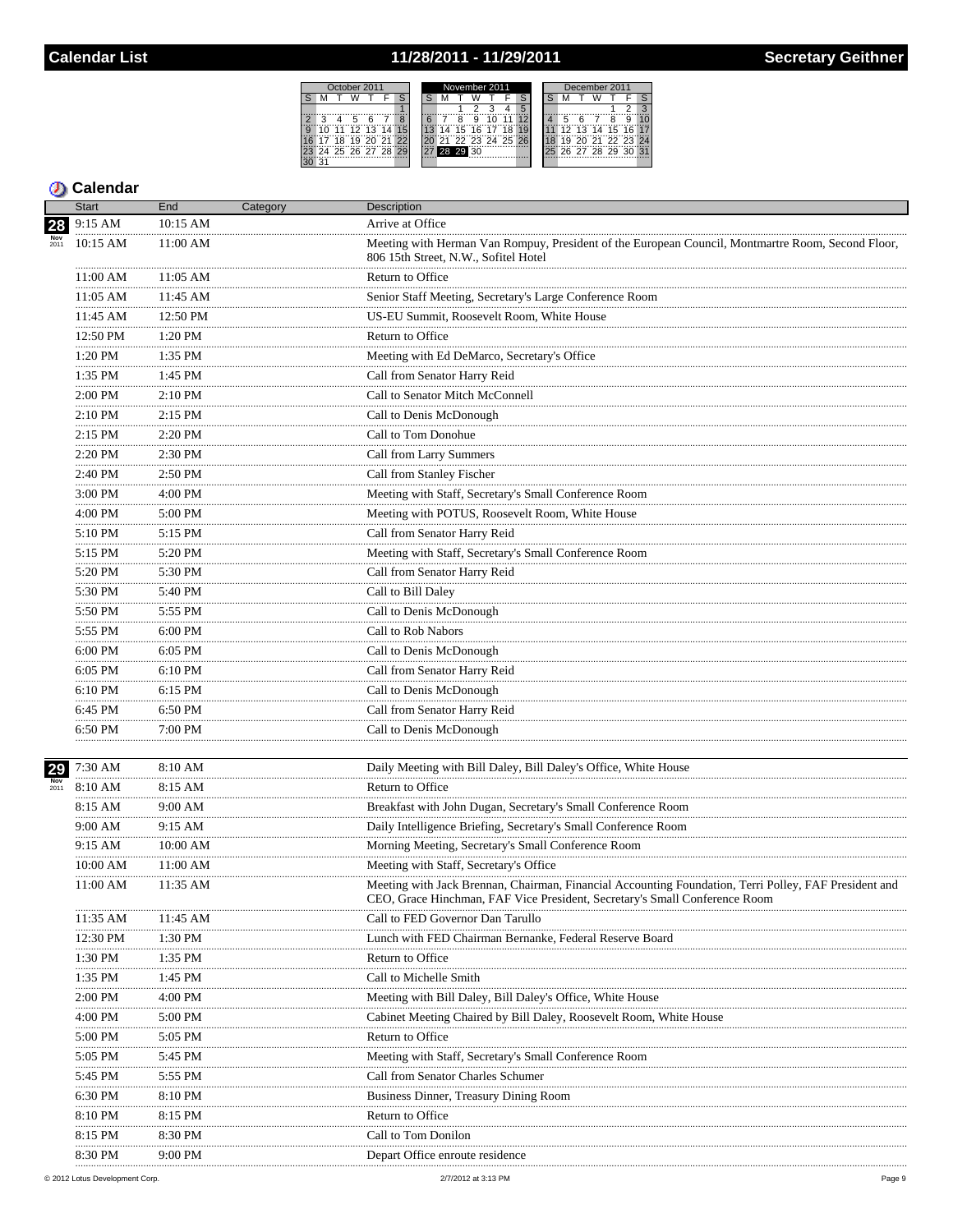# Calendar List — 11/28/2011 - 11/29/2011 — Secretary Geithner

## Calendar

| Date | Start | End | Category | Description |
|---|---|---|---|---|
| 28 Nov 2011 | 9:15 AM | 10:15 AM | | Arrive at Office |
| | 10:15 AM | 11:00 AM | | Meeting with Herman Van Rompuy, President of the European Council, Montmartre Room, Second Floor, 806 15th Street, N.W., Sofitel Hotel |
| | 11:00 AM | 11:05 AM | | Return to Office |
| | 11:05 AM | 11:45 AM | | Senior Staff Meeting, Secretary's Large Conference Room |
| | 11:45 AM | 12:50 PM | | US-EU Summit, Roosevelt Room, White House |
| | 12:50 PM | 1:20 PM | | Return to Office |
| | 1:20 PM | 1:35 PM | | Meeting with Ed DeMarco, Secretary's Office |
| | 1:35 PM | 1:45 PM | | Call from Senator Harry Reid |
| | 2:00 PM | 2:10 PM | | Call to Senator Mitch McConnell |
| | 2:10 PM | 2:15 PM | | Call to Denis McDonough |
| | 2:15 PM | 2:20 PM | | Call to Tom Donohue |
| | 2:20 PM | 2:30 PM | | Call from Larry Summers |
| | 2:40 PM | 2:50 PM | | Call from Stanley Fischer |
| | 3:00 PM | 4:00 PM | | Meeting with Staff, Secretary's Small Conference Room |
| | 4:00 PM | 5:00 PM | | Meeting with POTUS, Roosevelt Room, White House |
| | 5:10 PM | 5:15 PM | | Call from Senator Harry Reid |
| | 5:15 PM | 5:20 PM | | Meeting with Staff, Secretary's Small Conference Room |
| | 5:20 PM | 5:30 PM | | Call from Senator Harry Reid |
| | 5:30 PM | 5:40 PM | | Call to Bill Daley |
| | 5:50 PM | 5:55 PM | | Call to Denis McDonough |
| | 5:55 PM | 6:00 PM | | Call to Rob Nabors |
| | 6:00 PM | 6:05 PM | | Call to Denis McDonough |
| | 6:05 PM | 6:10 PM | | Call from Senator Harry Reid |
| | 6:10 PM | 6:15 PM | | Call to Denis McDonough |
| | 6:45 PM | 6:50 PM | | Call from Senator Harry Reid |
| | 6:50 PM | 7:00 PM | | Call to Denis McDonough |
| 29 Nov 2011 | 7:30 AM | 8:10 AM | | Daily Meeting with Bill Daley, Bill Daley's Office, White House |
| | 8:10 AM | 8:15 AM | | Return to Office |
| | 8:15 AM | 9:00 AM | | Breakfast with John Dugan, Secretary's Small Conference Room |
| | 9:00 AM | 9:15 AM | | Daily Intelligence Briefing, Secretary's Small Conference Room |
| | 9:15 AM | 10:00 AM | | Morning Meeting, Secretary's Small Conference Room |
| | 10:00 AM | 11:00 AM | | Meeting with Staff, Secretary's Office |
| | 11:00 AM | 11:35 AM | | Meeting with Jack Brennan, Chairman, Financial Accounting Foundation, Terri Polley, FAF President and CEO, Grace Hinchman, FAF Vice President, Secretary's Small Conference Room |
| | 11:35 AM | 11:45 AM | | Call to FED Governor Dan Tarullo |
| | 12:30 PM | 1:30 PM | | Lunch with FED Chairman Bernanke, Federal Reserve Board |
| | 1:30 PM | 1:35 PM | | Return to Office |
| | 1:35 PM | 1:45 PM | | Call to Michelle Smith |
| | 2:00 PM | 4:00 PM | | Meeting with Bill Daley, Bill Daley's Office, White House |
| | 4:00 PM | 5:00 PM | | Cabinet Meeting Chaired by Bill Daley, Roosevelt Room, White House |
| | 5:00 PM | 5:05 PM | | Return to Office |
| | 5:05 PM | 5:45 PM | | Meeting with Staff, Secretary's Small Conference Room |
| | 5:45 PM | 5:55 PM | | Call from Senator Charles Schumer |
| | 6:30 PM | 8:10 PM | | Business Dinner, Treasury Dining Room |
| | 8:10 PM | 8:15 PM | | Return to Office |
| | 8:15 PM | 8:30 PM | | Call to Tom Donilon |
| | 8:30 PM | 9:00 PM | | Depart Office enroute residence |

© 2012 Lotus Development Corp. 2/7/2012 at 3:13 PM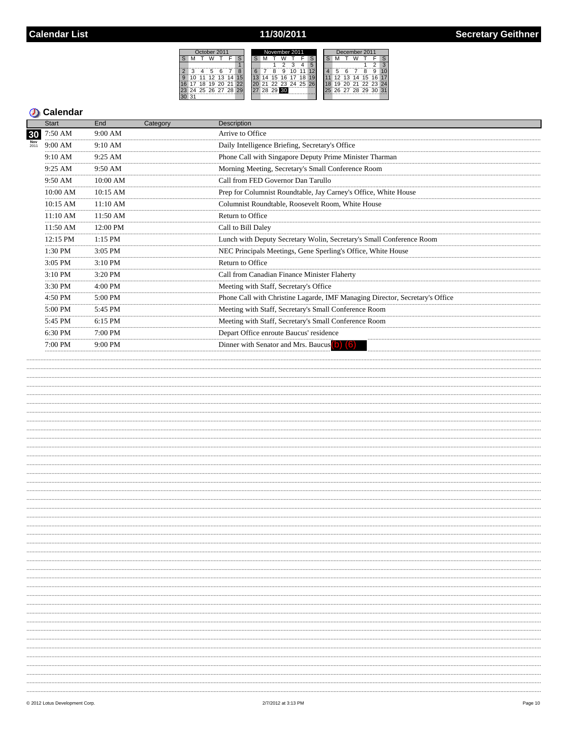# Calendar List — 11/30/2011 — Secretary Geithner

| October 2011 | | | | | | |
|---|---|---|---|---|---|---|
| S | M | T | W | T | F | S |
| | | | | | | 1 |
| 2 | 3 | 4 | 5 | 6 | 7 | 8 |
| 9 | 10 | 11 | 12 | 13 | 14 | 15 |
| 16 | 17 | 18 | 19 | 20 | 21 | 22 |
| 23 | 24 | 25 | 26 | 27 | 28 | 29 |
| 30 | 31 | | | | | |

| November 2011 | | | | | | |
|---|---|---|---|---|---|---|
| S | M | T | W | T | F | S |
| | | 1 | 2 | 3 | 4 | 5 |
| 6 | 7 | 8 | 9 | 10 | 11 | 12 |
| 13 | 14 | 15 | 16 | 17 | 18 | 19 |
| 20 | 21 | 22 | 23 | 24 | 25 | 26 |
| 27 | 28 | 29 | 30 | | | |

| December 2011 | | | | | | |
|---|---|---|---|---|---|---|
| S | M | T | W | T | F | S |
| | | | | 1 | 2 | 3 |
| 4 | 5 | 6 | 7 | 8 | 9 | 10 |
| 11 | 12 | 13 | 14 | 15 | 16 | 17 |
| 18 | 19 | 20 | 21 | 22 | 23 | 24 |
| 25 | 26 | 27 | 28 | 29 | 30 | 31 |

## Calendar

30 Nov 2011

| Start | End | Category | Description |
|---|---|---|---|
| 7:50 AM | 9:00 AM | | Arrive to Office |
| 9:00 AM | 9:10 AM | | Daily Intelligence Briefing, Secretary's Office |
| 9:10 AM | 9:25 AM | | Phone Call with Singapore Deputy Prime Minister Tharman |
| 9:25 AM | 9:50 AM | | Morning Meeting, Secretary's Small Conference Room |
| 9:50 AM | 10:00 AM | | Call from FED Governor Dan Tarullo |
| 10:00 AM | 10:15 AM | | Prep for Columnist Roundtable, Jay Carney's Office, White House |
| 10:15 AM | 11:10 AM | | Columnist Roundtable, Roosevelt Room, White House |
| 11:10 AM | 11:50 AM | | Return to Office |
| 11:50 AM | 12:00 PM | | Call to Bill Daley |
| 12:15 PM | 1:15 PM | | Lunch with Deputy Secretary Wolin, Secretary's Small Conference Room |
| 1:30 PM | 3:05 PM | | NEC Principals Meetings, Gene Sperling's Office, White House |
| 3:05 PM | 3:10 PM | | Return to Office |
| 3:10 PM | 3:20 PM | | Call from Canadian Finance Minister Flaherty |
| 3:30 PM | 4:00 PM | | Meeting with Staff, Secretary's Office |
| 4:50 PM | 5:00 PM | | Phone Call with Christine Lagarde, IMF Managing Director, Secretary's Office |
| 5:00 PM | 5:45 PM | | Meeting with Staff, Secretary's Small Conference Room |
| 5:45 PM | 6:15 PM | | Meeting with Staff, Secretary's Small Conference Room |
| 6:30 PM | 7:00 PM | | Depart Office enroute Baucus' residence |
| 7:00 PM | 9:00 PM | | Dinner with Senator and Mrs. Baucus (b) (6) |

© 2012 Lotus Development Corp. 2/7/2012 at 3:13 PM